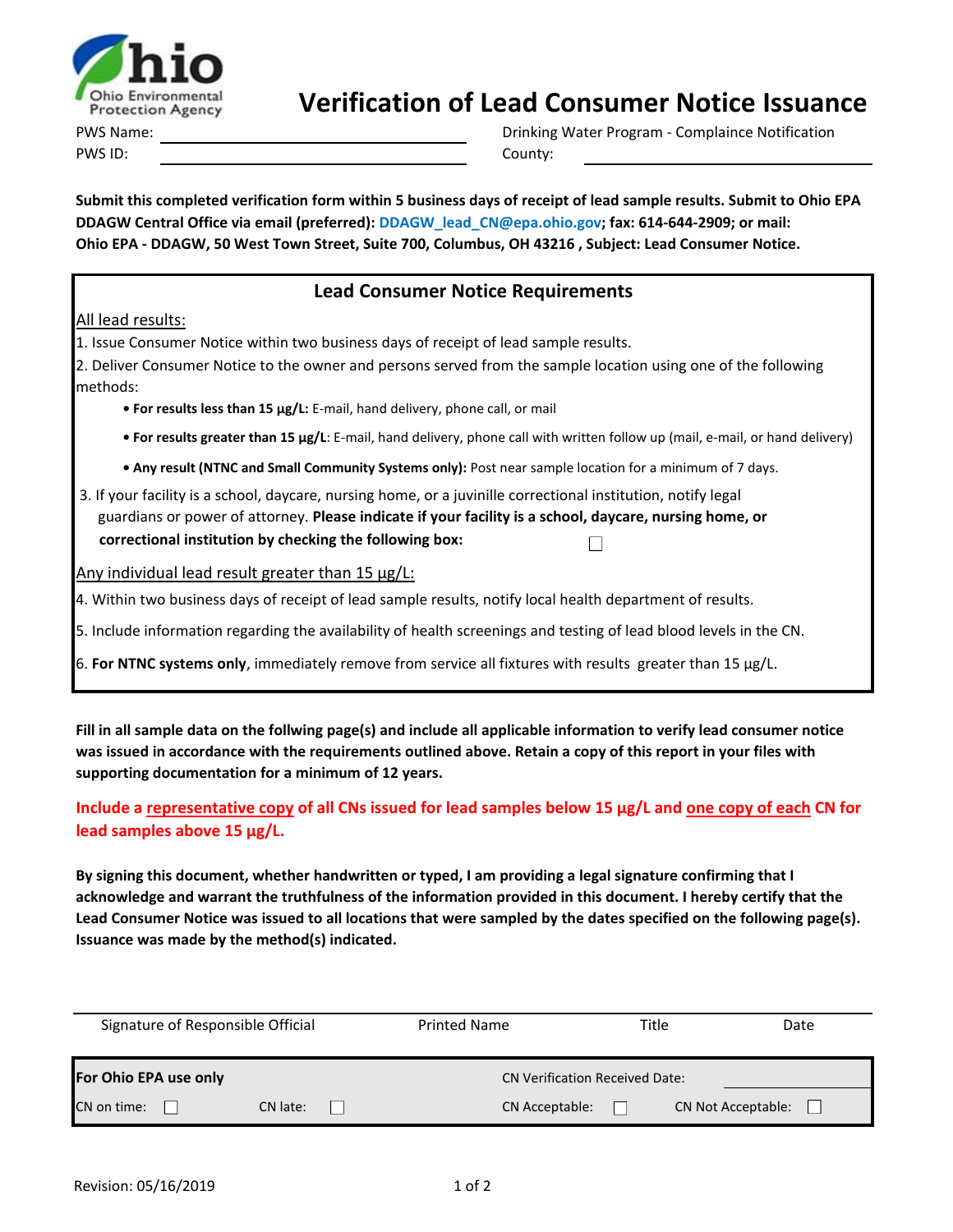# Verification of Lead Consumer Notice Issuance

PWS Name: ______________________  Drinking Water Program - Complaince Notification

PWS ID: ______________________  County: ______________________

**Submit this completed verification form within 5 business days of receipt of lead sample results. Submit to Ohio EPA DDAGW Central Office via email (preferred): DDAGW_lead_CN@epa.ohio.gov; fax: 614-644-2909; or mail: Ohio EPA - DDAGW, 50 West Town Street, Suite 700, Columbus, OH 43216 , Subject: Lead Consumer Notice.**

## Lead Consumer Notice Requirements

All lead results:

1. Issue Consumer Notice within two business days of receipt of lead sample results.
2. Deliver Consumer Notice to the owner and persons served from the sample location using one of the following methods:
   - **For results less than 15 µg/L:** E-mail, hand delivery, phone call, or mail
   - **For results greater than 15 µg/L**: E-mail, hand delivery, phone call with written follow up (mail, e-mail, or hand delivery)
   - **Any result (NTNC and Small Community Systems only):** Post near sample location for a minimum of 7 days.
3. If your facility is a school, daycare, nursing home, or a juvinille correctional institution, notify legal guardians or power of attorney. **Please indicate if your facility is a school, daycare, nursing home, or correctional institution by checking the following box:** ☐

Any individual lead result greater than 15 µg/L:

4. Within two business days of receipt of lead sample results, notify local health department of results.
5. Include information regarding the availability of health screenings and testing of lead blood levels in the CN.
6. **For NTNC systems only**, immediately remove from service all fixtures with results greater than 15 µg/L.

**Fill in all sample data on the follwing page(s) and include all applicable information to verify lead consumer notice was issued in accordance with the requirements outlined above. Retain a copy of this report in your files with supporting documentation for a minimum of 12 years.**

**Include a representative copy of all CNs issued for lead samples below 15 µg/L and one copy of each CN for lead samples above 15 µg/L.**

**By signing this document, whether handwritten or typed, I am providing a legal signature confirming that I acknowledge and warrant the truthfulness of the information provided in this document. I hereby certify that the Lead Consumer Notice was issued to all locations that were sampled by the dates specified on the following page(s). Issuance was made by the method(s) indicated.**

| Signature of Responsible Official | Printed Name | Title | Date |
|---|---|---|---|
| | | | |

**For Ohio EPA use only**  CN Verification Received Date: ________

CN on time: ☐  CN late: ☐  CN Acceptable: ☐  CN Not Acceptable: ☐

Revision: 05/16/2019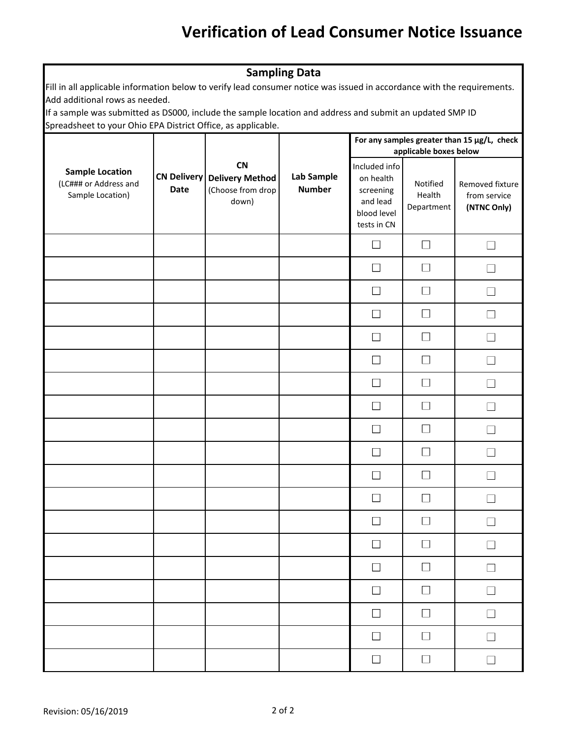# Verification of Lead Consumer Notice Issuance

## Sampling Data

Fill in all applicable information below to verify lead consumer notice was issued in accordance with the requirements. Add additional rows as needed.

If a sample was submitted as DS000, include the sample location and address and submit an updated SMP ID Spreadsheet to your Ohio EPA District Office, as applicable.

| **Sample Location** (LC### or Address and Sample Location) | **CN Delivery Date** | **CN Delivery Method** (Choose from drop down) | **Lab Sample Number** | **For any samples greater than 15 µg/L, check applicable boxes below** | | |
|---|---|---|---|---|---|---|
| | | | | Included info on health screening and lead blood level tests in CN | Notified Health Department | Removed fixture from service **(NTNC Only)** |
| | | | | ☐ | ☐ | ☐ |
| | | | | ☐ | ☐ | ☐ |
| | | | | ☐ | ☐ | ☐ |
| | | | | ☐ | ☐ | ☐ |
| | | | | ☐ | ☐ | ☐ |
| | | | | ☐ | ☐ | ☐ |
| | | | | ☐ | ☐ | ☐ |
| | | | | ☐ | ☐ | ☐ |
| | | | | ☐ | ☐ | ☐ |
| | | | | ☐ | ☐ | ☐ |
| | | | | ☐ | ☐ | ☐ |
| | | | | ☐ | ☐ | ☐ |
| | | | | ☐ | ☐ | ☐ |
| | | | | ☐ | ☐ | ☐ |
| | | | | ☐ | ☐ | ☐ |
| | | | | ☐ | ☐ | ☐ |
| | | | | ☐ | ☐ | ☐ |
| | | | | ☐ | ☐ | ☐ |
| | | | | ☐ | ☐ | ☐ |

Revision: 05/16/2019